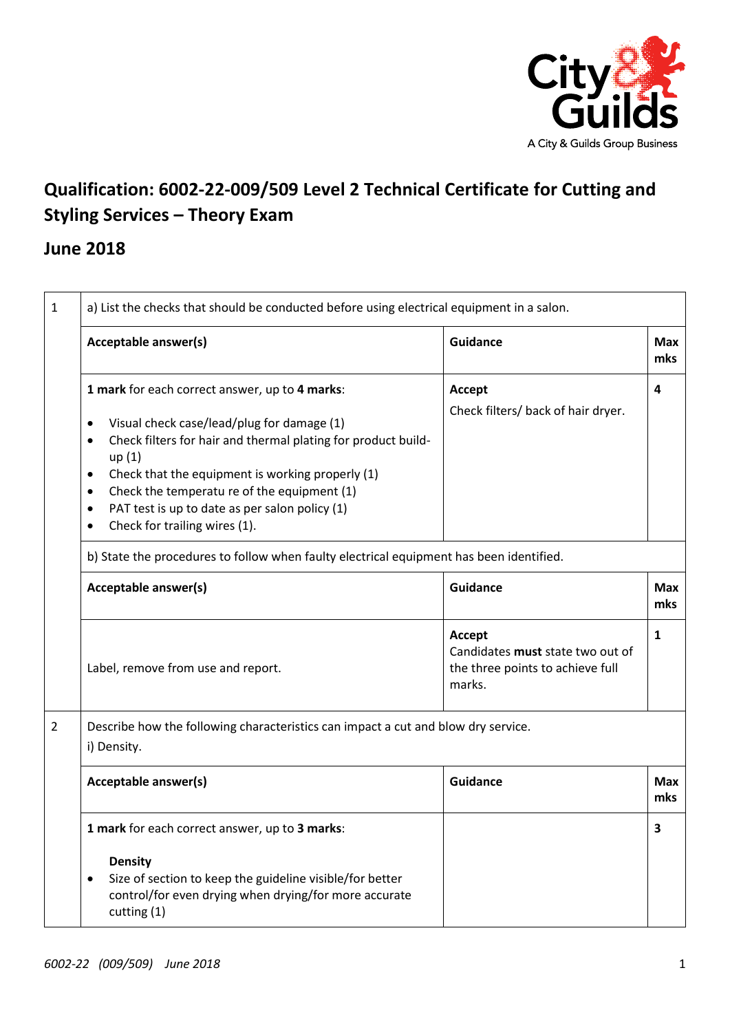# Qualification: 6002-22-009/509 Level 2 Technical Certificate for Cutting and Styling Services – Theory Exam

## June 2018

**1** a) List the checks that should be conducted before using electrical equipment in a salon.

| Acceptable answer(s) | Guidance | Max mks |
|---|---|---|
| **1 mark** for each correct answer, up to **4 marks**:<br>• Visual check case/lead/plug for damage (1)<br>• Check filters for hair and thermal plating for product build-up (1)<br>• Check that the equipment is working properly (1)<br>• Check the temperatu re of the equipment (1)<br>• PAT test is up to date as per salon policy (1)<br>• Check for trailing wires (1). | **Accept**<br>Check filters/ back of hair dryer. | 4 |

b) State the procedures to follow when faulty electrical equipment has been identified.

| Acceptable answer(s) | Guidance | Max mks |
|---|---|---|
| Label, remove from use and report. | **Accept**<br>Candidates **must** state two out of the three points to achieve full marks. | 1 |

**2** Describe how the following characteristics can impact a cut and blow dry service.

i) Density.

| Acceptable answer(s) | Guidance | Max mks |
|---|---|---|
| **1 mark** for each correct answer, up to **3 marks**:<br>**Density**<br>• Size of section to keep the guideline visible/for better control/for even drying when drying/for more accurate cutting (1) | | 3 |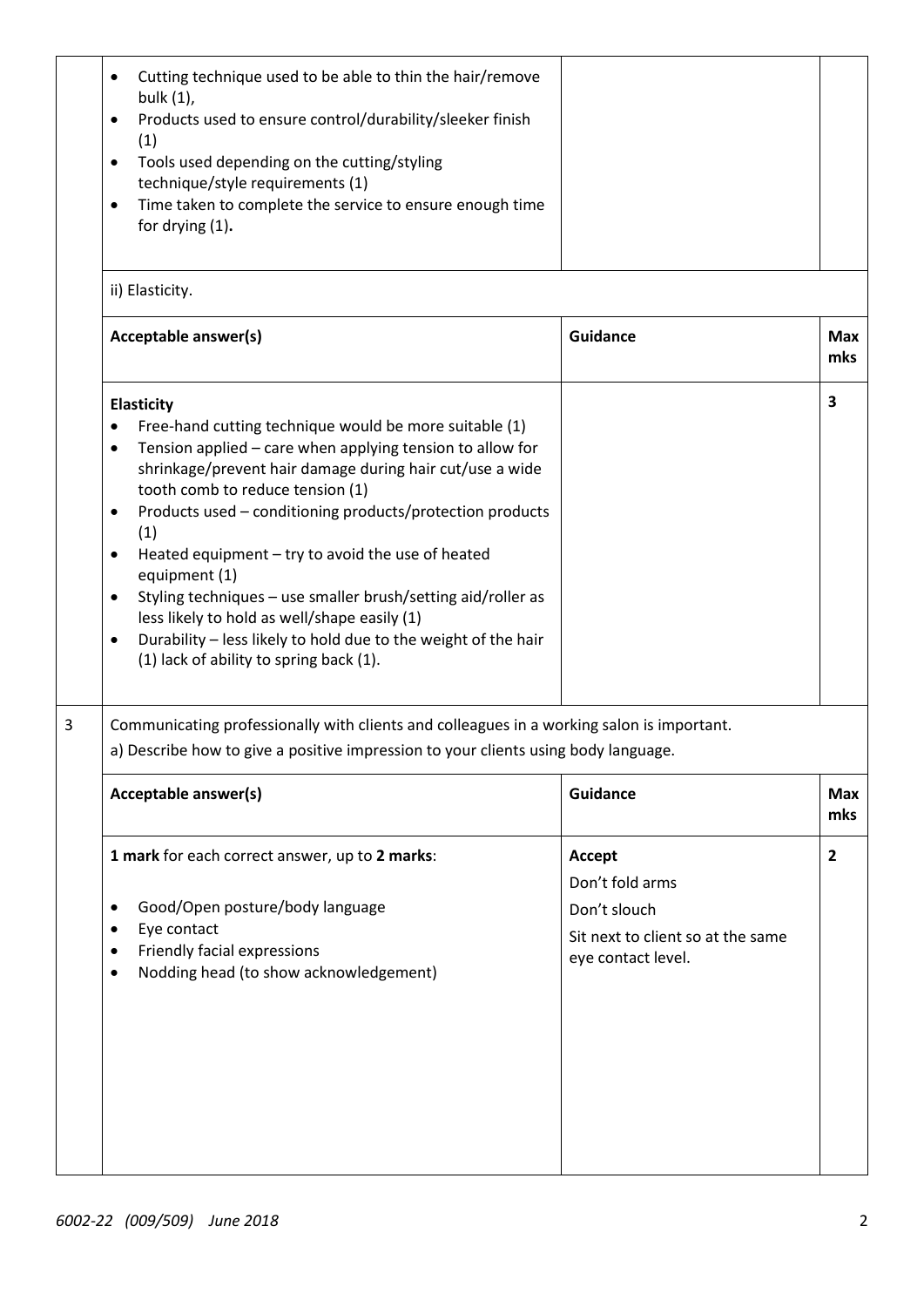|   |   |   |   |
|---|---|---|---|
|   | • Cutting technique used to be able to thin the hair/remove bulk (1),<br>• Products used to ensure control/durability/sleeker finish (1)<br>• Tools used depending on the cutting/styling technique/style requirements (1)<br>• Time taken to complete the service to ensure enough time for drying (1). |   |   |
|   | ii) Elasticity. | | |
|   | **Acceptable answer(s)** | **Guidance** | **Max mks** |
|   | **Elasticity**<br>• Free-hand cutting technique would be more suitable (1)<br>• Tension applied – care when applying tension to allow for shrinkage/prevent hair damage during hair cut/use a wide tooth comb to reduce tension (1)<br>• Products used – conditioning products/protection products (1)<br>• Heated equipment – try to avoid the use of heated equipment (1)<br>• Styling techniques – use smaller brush/setting aid/roller as less likely to hold as well/shape easily (1)<br>• Durability – less likely to hold due to the weight of the hair (1) lack of ability to spring back (1). |   | 3 |
| 3 | Communicating professionally with clients and colleagues in a working salon is important.<br>a) Describe how to give a positive impression to your clients using body language. | | |
|   | **Acceptable answer(s)** | **Guidance** | **Max mks** |
|   | **1 mark** for each correct answer, up to **2 marks**:<br>• Good/Open posture/body language<br>• Eye contact<br>• Friendly facial expressions<br>• Nodding head (to show acknowledgement) | **Accept**<br>Don't fold arms<br>Don't slouch<br>Sit next to client so at the same eye contact level. | 2 |

*6002-22 (009/509) June 2018*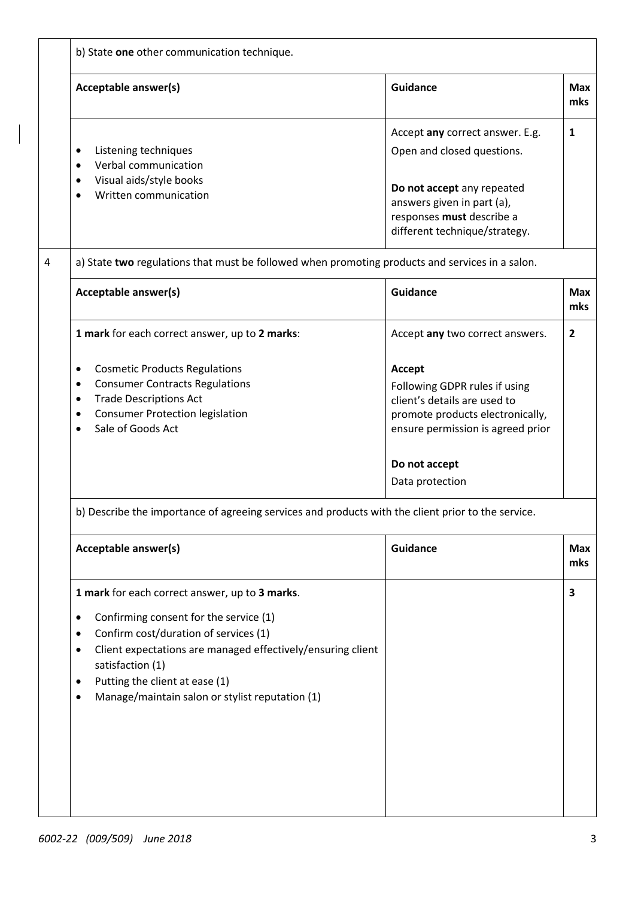b) State **one** other communication technique.

| Acceptable answer(s) | Guidance | Max mks |
|---|---|---|
| • Listening techniques<br>• Verbal communication<br>• Visual aids/style books<br>• Written communication | Accept **any** correct answer. E.g. Open and closed questions.<br><br>**Do not accept** any repeated answers given in part (a), responses **must** describe a different technique/strategy. | **1** |

4 a) State **two** regulations that must be followed when promoting products and services in a salon.

| Acceptable answer(s) | Guidance | Max mks |
|---|---|---|
| **1 mark** for each correct answer, up to **2 marks**:<br><br>• Cosmetic Products Regulations<br>• Consumer Contracts Regulations<br>• Trade Descriptions Act<br>• Consumer Protection legislation<br>• Sale of Goods Act | Accept **any** two correct answers.<br><br>**Accept**<br>Following GDPR rules if using client's details are used to promote products electronically, ensure permission is agreed prior<br><br>**Do not accept**<br>Data protection | **2** |

b) Describe the importance of agreeing services and products with the client prior to the service.

| Acceptable answer(s) | Guidance | Max mks |
|---|---|---|
| **1 mark** for each correct answer, up to **3 marks**.<br><br>• Confirming consent for the service (1)<br>• Confirm cost/duration of services (1)<br>• Client expectations are managed effectively/ensuring client satisfaction (1)<br>• Putting the client at ease (1)<br>• Manage/maintain salon or stylist reputation (1) | | **3** |

*6002-22 (009/509) June 2018*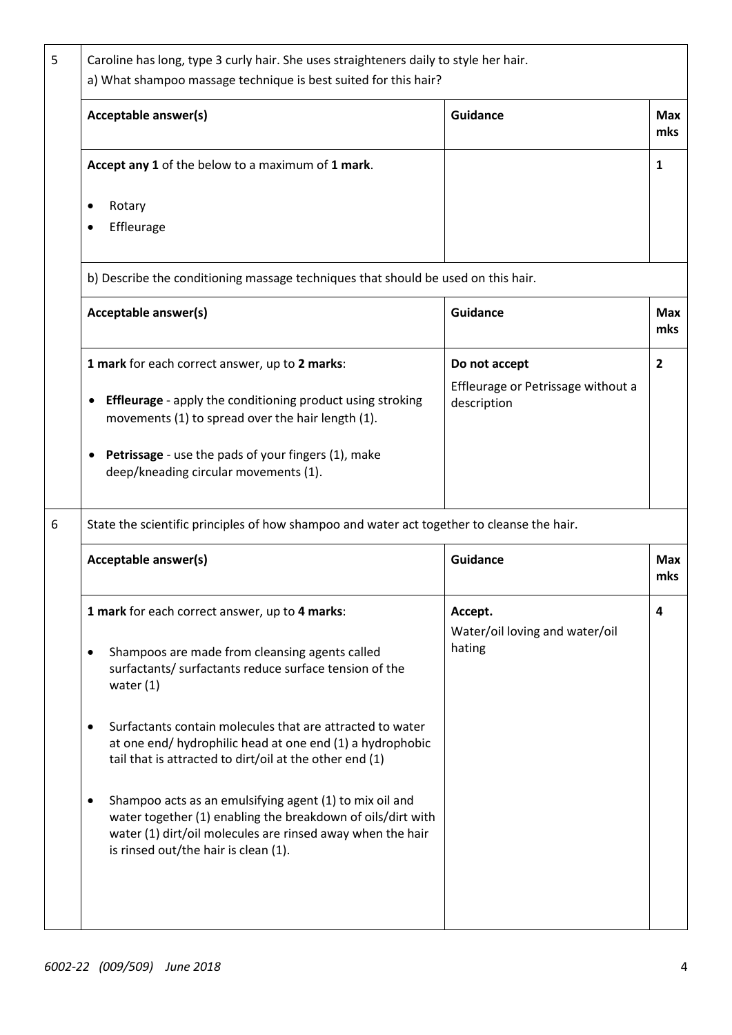| | | | |
|---|---|---|---|
| 5 | Caroline has long, type 3 curly hair. She uses straighteners daily to style her hair.<br>a) What shampoo massage technique is best suited for this hair? | | |
| | **Acceptable answer(s)** | **Guidance** | **Max mks** |
| | **Accept any 1** of the below to a maximum of **1 mark**.<br>• Rotary<br>• Effleurage | | **1** |
| | b) Describe the conditioning massage techniques that should be used on this hair. | | |
| | **Acceptable answer(s)** | **Guidance** | **Max mks** |
| | **1 mark** for each correct answer, up to **2 marks**:<br>• **Effleurage** - apply the conditioning product using stroking movements (1) to spread over the hair length (1).<br>• **Petrissage** - use the pads of your fingers (1), make deep/kneading circular movements (1). | **Do not accept**<br>Effleurage or Petrissage without a description | **2** |
| 6 | State the scientific principles of how shampoo and water act together to cleanse the hair. | | |
| | **Acceptable answer(s)** | **Guidance** | **Max mks** |
| | **1 mark** for each correct answer, up to **4 marks**:<br>• Shampoos are made from cleansing agents called surfactants/ surfactants reduce surface tension of the water (1)<br>• Surfactants contain molecules that are attracted to water at one end/ hydrophilic head at one end (1) a hydrophobic tail that is attracted to dirt/oil at the other end (1)<br>• Shampoo acts as an emulsifying agent (1) to mix oil and water together (1) enabling the breakdown of oils/dirt with water (1) dirt/oil molecules are rinsed away when the hair is rinsed out/the hair is clean (1). | **Accept.**<br>Water/oil loving and water/oil hating | **4** |

*6002-22 (009/509) June 2018*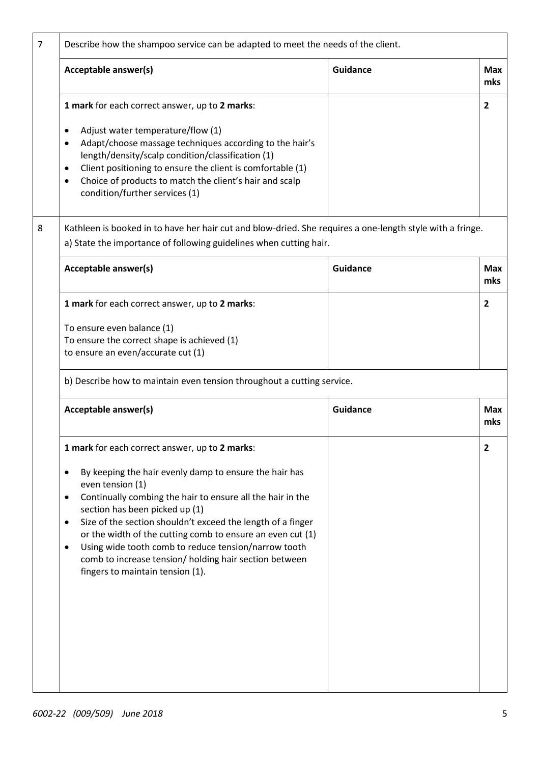| 7 | Describe how the shampoo service can be adapted to meet the needs of the client. | | |
|---|---|---|---|
| | **Acceptable answer(s)** | **Guidance** | **Max mks** |
| | **1 mark** for each correct answer, up to **2 marks**:<br><br>• Adjust water temperature/flow (1)<br>• Adapt/choose massage techniques according to the hair's length/density/scalp condition/classification (1)<br>• Client positioning to ensure the client is comfortable (1)<br>• Choice of products to match the client's hair and scalp condition/further services (1) | | **2** |

| 8 | Kathleen is booked in to have her hair cut and blow-dried. She requires a one-length style with a fringe.<br>a) State the importance of following guidelines when cutting hair. | | |
|---|---|---|---|
| | **Acceptable answer(s)** | **Guidance** | **Max mks** |
| | **1 mark** for each correct answer, up to **2 marks**:<br><br>To ensure even balance (1)<br>To ensure the correct shape is achieved (1)<br>to ensure an even/accurate cut (1) | | **2** |
| | b) Describe how to maintain even tension throughout a cutting service. | | |
| | **Acceptable answer(s)** | **Guidance** | **Max mks** |
| | **1 mark** for each correct answer, up to **2 marks**:<br><br>• By keeping the hair evenly damp to ensure the hair has even tension (1)<br>• Continually combing the hair to ensure all the hair in the section has been picked up (1)<br>• Size of the section shouldn't exceed the length of a finger or the width of the cutting comb to ensure an even cut (1)<br>• Using wide tooth comb to reduce tension/narrow tooth comb to increase tension/ holding hair section between fingers to maintain tension (1). | | **2** |

*6002-22 (009/509) June 2018*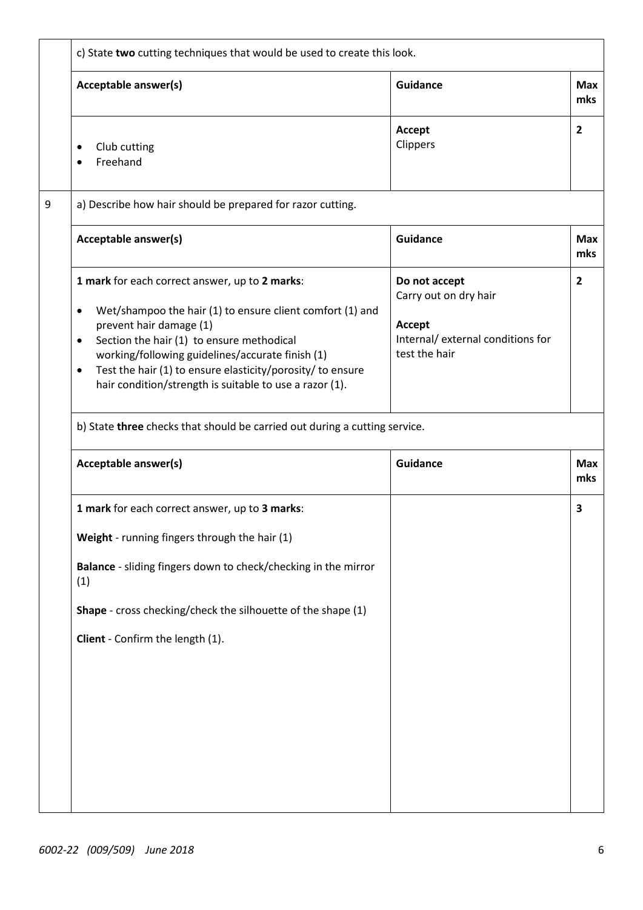| | | | |
|---|---|---|---|
| | c) State **two** cutting techniques that would be used to create this look. | | |
| | **Acceptable answer(s)** | **Guidance** | **Max mks** |
| | • Club cutting<br>• Freehand | **Accept**<br>Clippers | **2** |
| 9 | a) Describe how hair should be prepared for razor cutting. | | |
| | **Acceptable answer(s)** | **Guidance** | **Max mks** |
| | **1 mark** for each correct answer, up to **2 marks**:<br>• Wet/shampoo the hair (1) to ensure client comfort (1) and prevent hair damage (1)<br>• Section the hair (1) to ensure methodical working/following guidelines/accurate finish (1)<br>• Test the hair (1) to ensure elasticity/porosity/ to ensure hair condition/strength is suitable to use a razor (1). | **Do not accept**<br>Carry out on dry hair<br><br>**Accept**<br>Internal/ external conditions for test the hair | **2** |
| | b) State **three** checks that should be carried out during a cutting service. | | |
| | **Acceptable answer(s)** | **Guidance** | **Max mks** |
| | **1 mark** for each correct answer, up to **3 marks**:<br><br>**Weight** - running fingers through the hair (1)<br><br>**Balance** - sliding fingers down to check/checking in the mirror (1)<br><br>**Shape** - cross checking/check the silhouette of the shape (1)<br><br>**Client** - Confirm the length (1). | | **3** |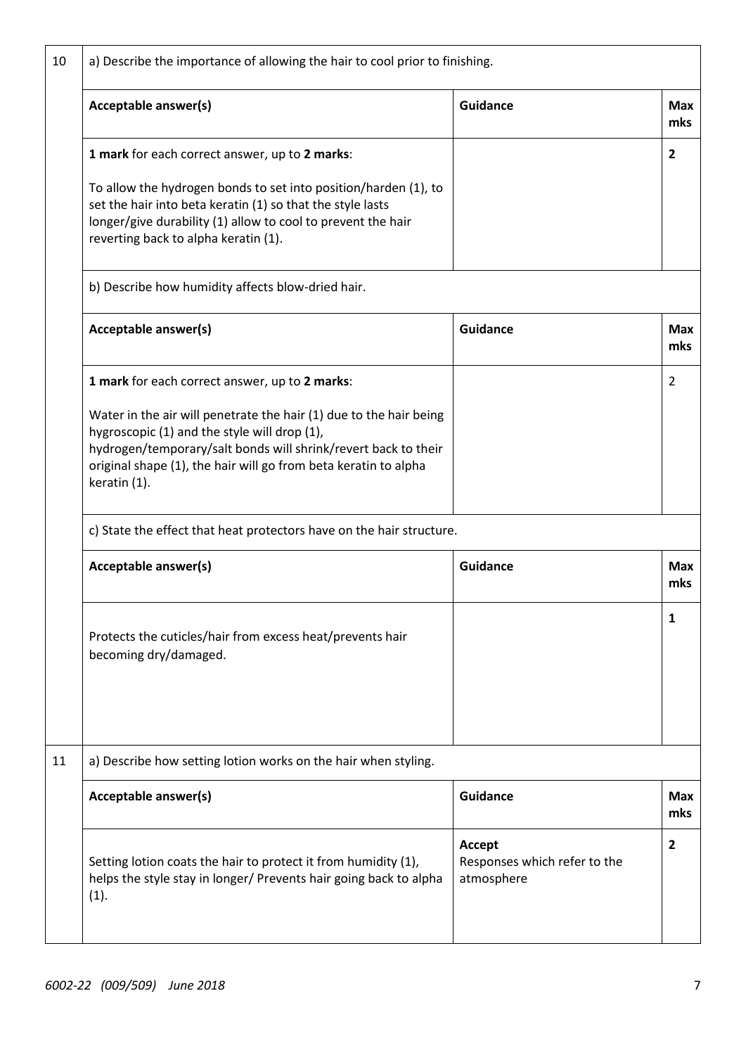| 10 | a) Describe the importance of allowing the hair to cool prior to finishing. | | |
|---|---|---|---|
| | **Acceptable answer(s)** | **Guidance** | **Max mks** |
| | **1 mark** for each correct answer, up to **2 marks**:<br><br>To allow the hydrogen bonds to set into position/harden (1), to set the hair into beta keratin (1) so that the style lasts longer/give durability (1) allow to cool to prevent the hair reverting back to alpha keratin (1). | | **2** |
| | b) Describe how humidity affects blow-dried hair. | | |
| | **Acceptable answer(s)** | **Guidance** | **Max mks** |
| | **1 mark** for each correct answer, up to **2 marks**:<br><br>Water in the air will penetrate the hair (1) due to the hair being hygroscopic (1) and the style will drop (1), hydrogen/temporary/salt bonds will shrink/revert back to their original shape (1), the hair will go from beta keratin to alpha keratin (1). | | 2 |
| | c) State the effect that heat protectors have on the hair structure. | | |
| | **Acceptable answer(s)** | **Guidance** | **Max mks** |
| | Protects the cuticles/hair from excess heat/prevents hair becoming dry/damaged. | | **1** |
| 11 | a) Describe how setting lotion works on the hair when styling. | | |
| | **Acceptable answer(s)** | **Guidance** | **Max mks** |
| | Setting lotion coats the hair to protect it from humidity (1), helps the style stay in longer/ Prevents hair going back to alpha (1). | **Accept**<br>Responses which refer to the atmosphere | **2** |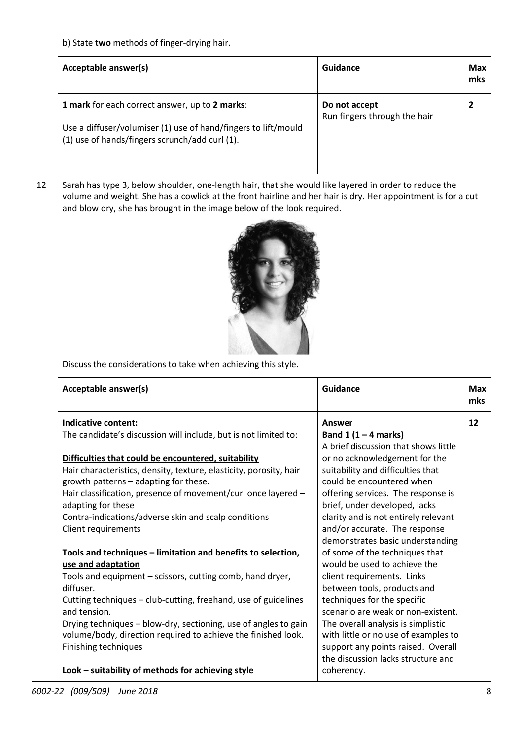b) State **two** methods of finger-drying hair.

| Acceptable answer(s) | Guidance | Max mks |
|---|---|---|
| **1 mark** for each correct answer, up to **2 marks**:<br><br>Use a diffuser/volumiser (1) use of hand/fingers to lift/mould (1) use of hands/fingers scrunch/add curl (1). | **Do not accept**<br>Run fingers through the hair | **2** |

**12** Sarah has type 3, below shoulder, one-length hair, that she would like layered in order to reduce the volume and weight. She has a cowlick at the front hairline and her hair is dry. Her appointment is for a cut and blow dry, she has brought in the image below of the look required.

Discuss the considerations to take when achieving this style.

| Acceptable answer(s) | Guidance | Max mks |
|---|---|---|
| **Indicative content:**<br>The candidate's discussion will include, but is not limited to:<br><br>**<u>Difficulties that could be encountered, suitability</u>**<br>Hair characteristics, density, texture, elasticity, porosity, hair growth patterns – adapting for these.<br>Hair classification, presence of movement/curl once layered – adapting for these<br>Contra-indications/adverse skin and scalp conditions<br>Client requirements<br><br>**<u>Tools and techniques – limitation and benefits to selection, use and adaptation</u>**<br>Tools and equipment – scissors, cutting comb, hand dryer, diffuser.<br>Cutting techniques – club-cutting, freehand, use of guidelines and tension.<br>Drying techniques – blow-dry, sectioning, use of angles to gain volume/body, direction required to achieve the finished look.<br>Finishing techniques<br><br>**<u>Look – suitability of methods for achieving style</u>** | **Answer**<br>**Band 1 (1 – 4 marks)**<br>A brief discussion that shows little or no acknowledgement for the suitability and difficulties that could be encountered when offering services. The response is brief, under developed, lacks clarity and is not entirely relevant and/or accurate. The response demonstrates basic understanding of some of the techniques that would be used to achieve the client requirements. Links between tools, products and techniques for the specific scenario are weak or non-existent. The overall analysis is simplistic with little or no use of examples to support any points raised. Overall the discussion lacks structure and coherency. | **12** |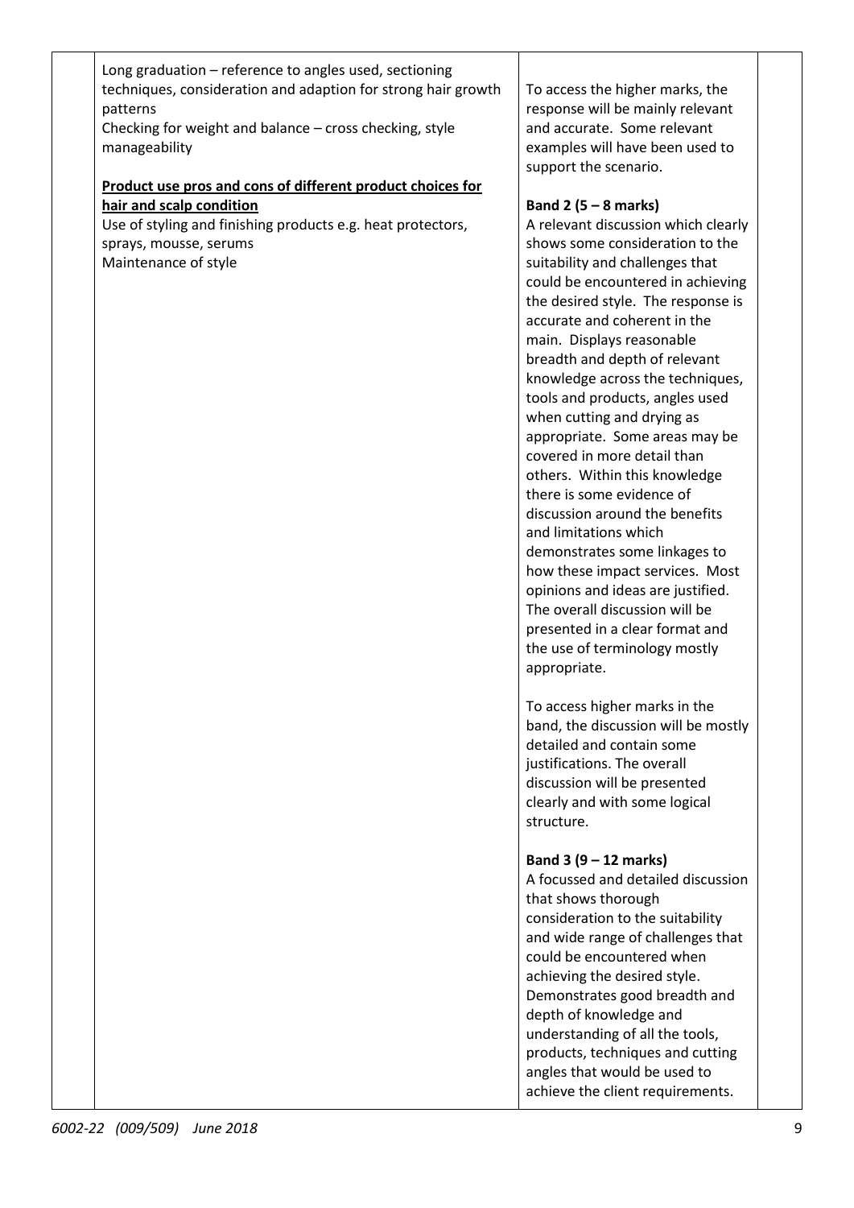| | | | |
|---|---|---|---|
| | Long graduation – reference to angles used, sectioning techniques, consideration and adaption for strong hair growth patterns<br>Checking for weight and balance – cross checking, style manageability<br><br>**<u>Product use pros and cons of different product choices for hair and scalp condition</u>**<br>Use of styling and finishing products e.g. heat protectors, sprays, mousse, serums<br>Maintenance of style | To access the higher marks, the response will be mainly relevant and accurate. Some relevant examples will have been used to support the scenario.<br><br>**Band 2 (5 – 8 marks)**<br>A relevant discussion which clearly shows some consideration to the suitability and challenges that could be encountered in achieving the desired style. The response is accurate and coherent in the main. Displays reasonable breadth and depth of relevant knowledge across the techniques, tools and products, angles used when cutting and drying as appropriate. Some areas may be covered in more detail than others. Within this knowledge there is some evidence of discussion around the benefits and limitations which demonstrates some linkages to how these impact services. Most opinions and ideas are justified. The overall discussion will be presented in a clear format and the use of terminology mostly appropriate.<br><br>To access higher marks in the band, the discussion will be mostly detailed and contain some justifications. The overall discussion will be presented clearly and with some logical structure.<br><br>**Band 3 (9 – 12 marks)**<br>A focussed and detailed discussion that shows thorough consideration to the suitability and wide range of challenges that could be encountered when achieving the desired style. Demonstrates good breadth and depth of knowledge and understanding of all the tools, products, techniques and cutting angles that would be used to achieve the client requirements. | |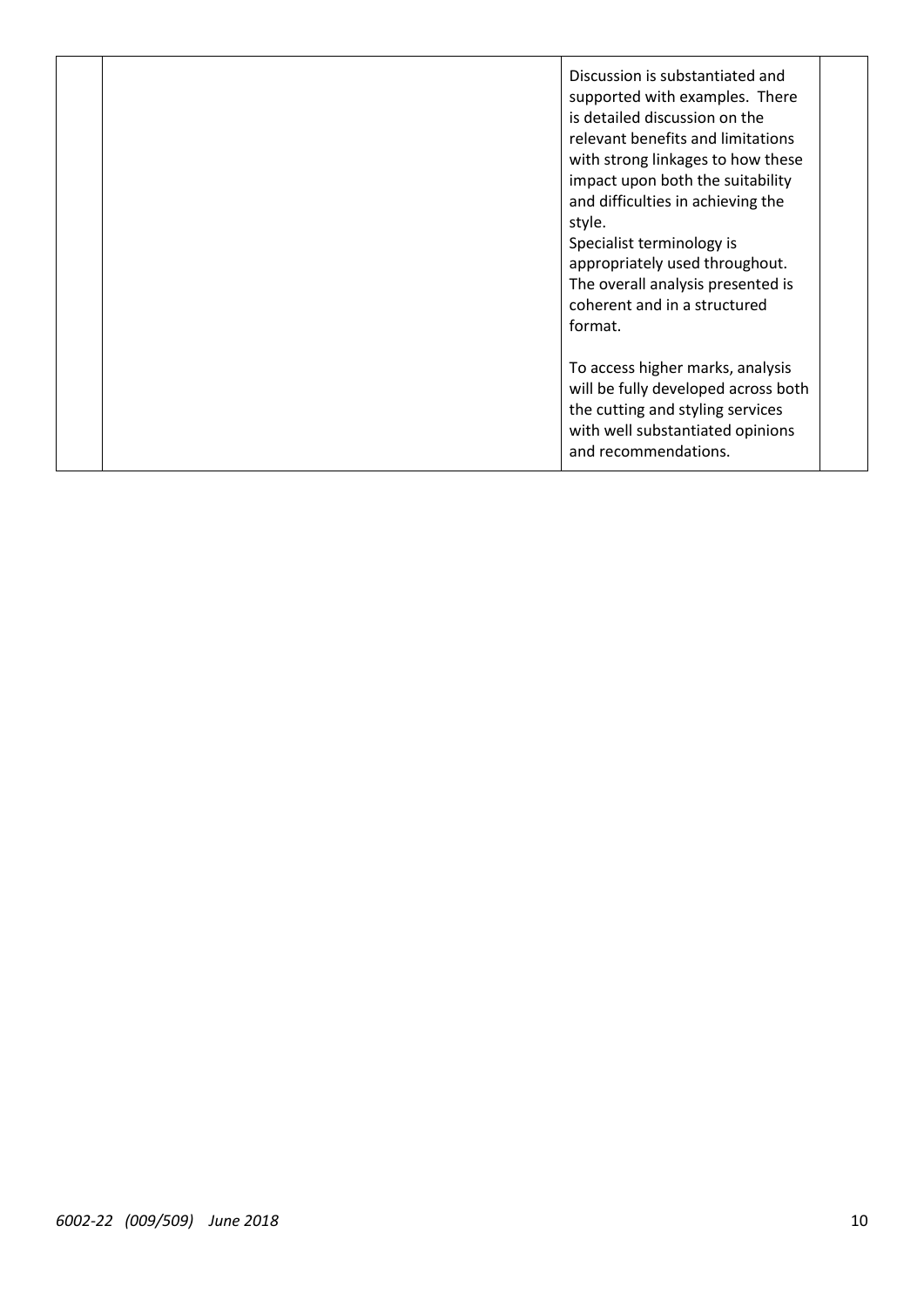| | | | |
|---|---|---|---|
| | | Discussion is substantiated and supported with examples. There is detailed discussion on the relevant benefits and limitations with strong linkages to how these impact upon both the suitability and difficulties in achieving the style.<br>Specialist terminology is appropriately used throughout. The overall analysis presented is coherent and in a structured format.<br><br>To access higher marks, analysis will be fully developed across both the cutting and styling services with well substantiated opinions and recommendations. | |